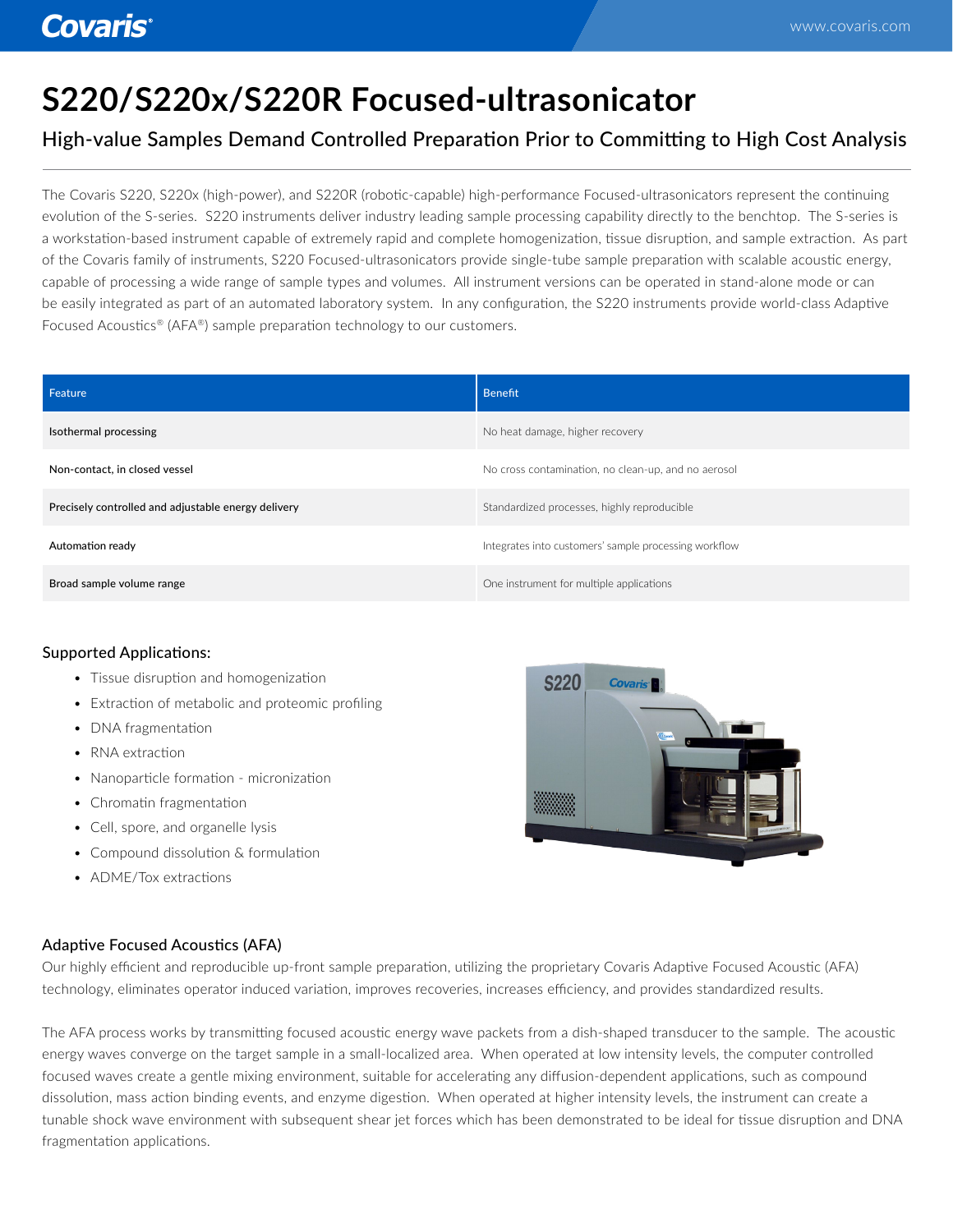# S220/S220x/S220R Focused-ultrasonicator

## High-value Samples Demand Controlled Preparation Prior to Committing to High Cost Analysis

The Covaris S220, S220x (high-power), and S220R (robotic-capable) high-performance Focused-ultrasonicators represent the continuing evolution of the S-series. S220 instruments deliver industry leading sample processing capability directly to the benchtop. The S-series is a workstation-based instrument capable of extremely rapid and complete homogenization, tissue disruption, and sample extraction. As part of the Covaris family of instruments, S220 Focused-ultrasonicators provide single-tube sample preparation with scalable acoustic energy, capable of processing a wide range of sample types and volumes. All instrument versions can be operated in stand-alone mode or can be easily integrated as part of an automated laboratory system. In any configuration, the S220 instruments provide world-class Adaptive Focused Acoustics® (AFA®) sample preparation technology to our customers.

| Feature | Benefit |
| --- | --- |
| Isothermal processing | No heat damage, higher recovery |
| Non-contact, in closed vessel | No cross contamination, no clean-up, and no aerosol |
| Precisely controlled and adjustable energy delivery | Standardized processes, highly reproducible |
| Automation ready | Integrates into customers' sample processing workflow |
| Broad sample volume range | One instrument for multiple applications |

### Supported Applications:

- Tissue disruption and homogenization
- Extraction of metabolic and proteomic profiling
- DNA fragmentation
- RNA extraction
- Nanoparticle formation - micronization
- Chromatin fragmentation
- Cell, spore, and organelle lysis
- Compound dissolution & formulation
- ADME/Tox extractions

### Adaptive Focused Acoustics (AFA)

Our highly efficient and reproducible up-front sample preparation, utilizing the proprietary Covaris Adaptive Focused Acoustic (AFA) technology, eliminates operator induced variation, improves recoveries, increases efficiency, and provides standardized results.

The AFA process works by transmitting focused acoustic energy wave packets from a dish-shaped transducer to the sample. The acoustic energy waves converge on the target sample in a small-localized area. When operated at low intensity levels, the computer controlled focused waves create a gentle mixing environment, suitable for accelerating any diffusion-dependent applications, such as compound dissolution, mass action binding events, and enzyme digestion. When operated at higher intensity levels, the instrument can create a tunable shock wave environment with subsequent shear jet forces which has been demonstrated to be ideal for tissue disruption and DNA fragmentation applications.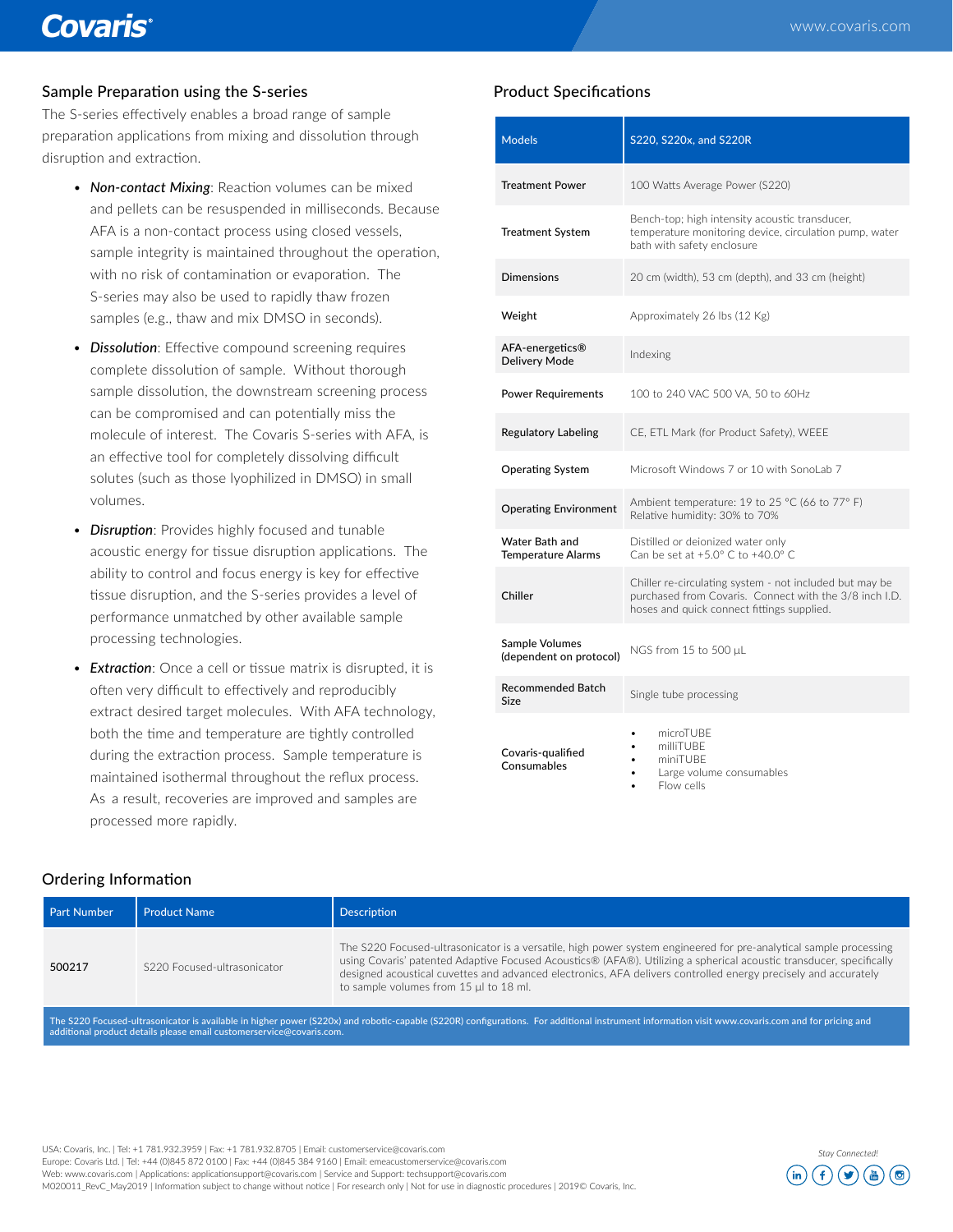## Sample Preparation using the S-series

The S-series effectively enables a broad range of sample preparation applications from mixing and dissolution through disruption and extraction.

- ***Non-contact Mixing***: Reaction volumes can be mixed and pellets can be resuspended in milliseconds. Because AFA is a non-contact process using closed vessels, sample integrity is maintained throughout the operation, with no risk of contamination or evaporation. The S-series may also be used to rapidly thaw frozen samples (e.g., thaw and mix DMSO in seconds).
- ***Dissolution***: Effective compound screening requires complete dissolution of sample. Without thorough sample dissolution, the downstream screening process can be compromised and can potentially miss the molecule of interest. The Covaris S-series with AFA, is an effective tool for completely dissolving difficult solutes (such as those lyophilized in DMSO) in small volumes.
- ***Disruption***: Provides highly focused and tunable acoustic energy for tissue disruption applications. The ability to control and focus energy is key for effective tissue disruption, and the S-series provides a level of performance unmatched by other available sample processing technologies.
- ***Extraction***: Once a cell or tissue matrix is disrupted, it is often very difficult to effectively and reproducibly extract desired target molecules. With AFA technology, both the time and temperature are tightly controlled during the extraction process. Sample temperature is maintained isothermal throughout the reflux process. As a result, recoveries are improved and samples are processed more rapidly.

## Product Specifications

| Models | S220, S220x, and S220R |
|---|---|
| Treatment Power | 100 Watts Average Power (S220) |
| Treatment System | Bench-top; high intensity acoustic transducer, temperature monitoring device, circulation pump, water bath with safety enclosure |
| Dimensions | 20 cm (width), 53 cm (depth), and 33 cm (height) |
| Weight | Approximately 26 lbs (12 Kg) |
| AFA-energetics® Delivery Mode | Indexing |
| Power Requirements | 100 to 240 VAC 500 VA, 50 to 60Hz |
| Regulatory Labeling | CE, ETL Mark (for Product Safety), WEEE |
| Operating System | Microsoft Windows 7 or 10 with SonoLab 7 |
| Operating Environment | Ambient temperature: 19 to 25 °C (66 to 77° F)<br>Relative humidity: 30% to 70% |
| Water Bath and Temperature Alarms | Distilled or deionized water only<br>Can be set at +5.0° C to +40.0° C |
| Chiller | Chiller re-circulating system - not included but may be purchased from Covaris. Connect with the 3/8 inch I.D. hoses and quick connect fittings supplied. |
| Sample Volumes (dependent on protocol) | NGS from 15 to 500 µL |
| Recommended Batch Size | Single tube processing |
| Covaris-qualified Consumables | • microTUBE<br>• milliTUBE<br>• miniTUBE<br>• Large volume consumables<br>• Flow cells |

## Ordering Information

| Part Number | Product Name | Description |
|---|---|---|
| 500217 | S220 Focused-ultrasonicator | The S220 Focused-ultrasonicator is a versatile, high power system engineered for pre-analytical sample processing using Covaris' patented Adaptive Focused Acoustics® (AFA®). Utilizing a spherical acoustic transducer, specifically designed acoustical cuvettes and advanced electronics, AFA delivers controlled energy precisely and accurately to sample volumes from 15 µl to 18 ml. |

The S220 Focused-ultrasonicator is available in higher power (S220x) and robotic-capable (S220R) configurations. For additional instrument information visit www.covaris.com and for pricing and additional product details please email customerservice@covaris.com.

USA: Covaris, Inc. | Tel: +1 781.932.3959 | Fax: +1 781.932.8705 | Email: customerservice@covaris.com
Europe: Covaris Ltd. | Tel: +44 (0)845 872 0100 | Fax: +44 (0)845 384 9160 | Email: emeacustomerservice@covaris.com
Web: www.covaris.com | Applications: applicationsupport@covaris.com | Service and Support: techsupport@covaris.com
M020011_RevC_May2019 | Information subject to change without notice | For research only | Not for use in diagnostic procedures | 2019© Covaris, Inc.

*Stay Connected!*